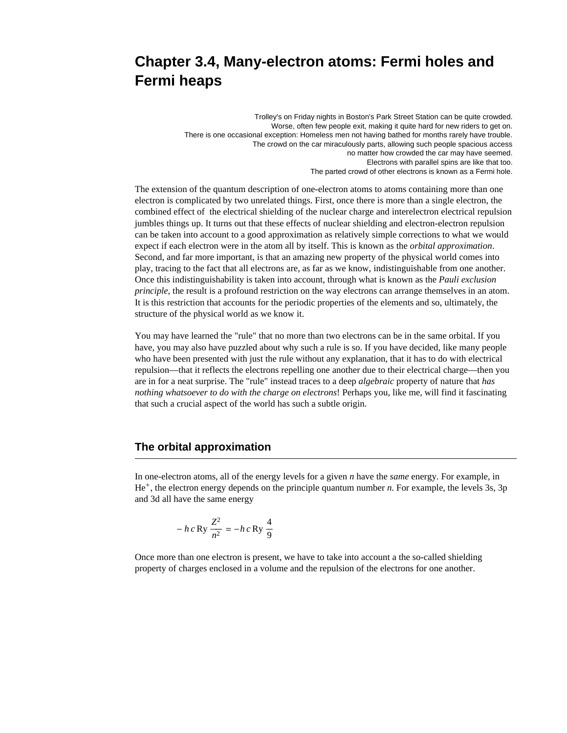# Chapter 3.4, Many-electron atoms: Fermi holes and Fermi heaps

Trolley's on Friday nights in Boston's Park Street Station can be quite crowded.
Worse, often few people exit, making it quite hard for new riders to get on.
There is one occasional exception: Homeless men not having bathed for months rarely have trouble.
The crowd on the car miraculously parts, allowing such people spacious access
no matter how crowded the car may have seemed.
Electrons with parallel spins are like that too.
The parted crowd of other electrons is known as a Fermi hole.

The extension of the quantum description of one-electron atoms to atoms containing more than one electron is complicated by two unrelated things. First, once there is more than a single electron, the combined effect of the electrical shielding of the nuclear charge and interelectron electrical repulsion jumbles things up. It turns out that these effects of nuclear shielding and electron-electron repulsion can be taken into account to a good approximation as relatively simple corrections to what we would expect if each electron were in the atom all by itself. This is known as the *orbital approximation*. Second, and far more important, is that an amazing new property of the physical world comes into play, tracing to the fact that all electrons are, as far as we know, indistinguishable from one another. Once this indistinguishability is taken into account, through what is known as the *Pauli exclusion principle*, the result is a profound restriction on the way electrons can arrange themselves in an atom. It is this restriction that accounts for the periodic properties of the elements and so, ultimately, the structure of the physical world as we know it.

You may have learned the "rule" that no more than two electrons can be in the same orbital. If you have, you may also have puzzled about why such a rule is so. If you have decided, like many people who have been presented with just the rule without any explanation, that it has to do with electrical repulsion—that it reflects the electrons repelling one another due to their electrical charge—then you are in for a neat surprise. The "rule" instead traces to a deep *algebraic* property of nature that *has nothing whatsoever to do with the charge on electrons*! Perhaps you, like me, will find it fascinating that such a crucial aspect of the world has such a subtle origin.

## The orbital approximation

In one-electron atoms, all of the energy levels for a given *n* have the *same* energy. For example, in $He^{+}$, the electron energy depends on the principle quantum number *n*. For example, the levels 3s, 3p and 3d all have the same energy

$$-h\,c\,\text{Ry}\,\frac{Z^2}{n^2} = -h\,c\,\text{Ry}\,\frac{4}{9}$$

Once more than one electron is present, we have to take into account a the so-called shielding property of charges enclosed in a volume and the repulsion of the electrons for one another.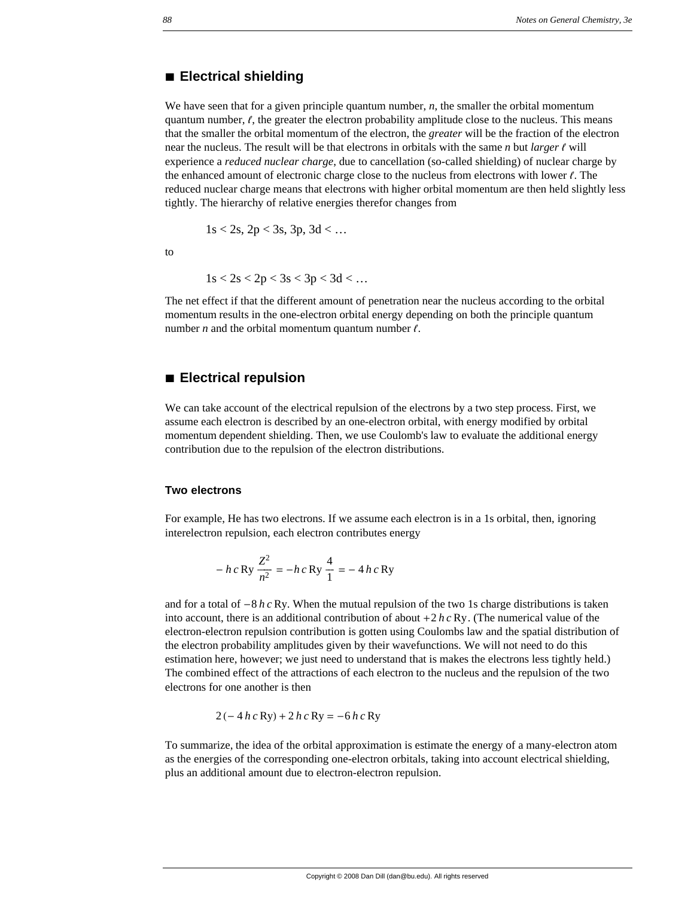## ■ Electrical shielding

We have seen that for a given principle quantum number, $n$, the smaller the orbital momentum quantum number, $\ell$, the greater the electron probability amplitude close to the nucleus. This means that the smaller the orbital momentum of the electron, the *greater* will be the fraction of the electron near the nucleus. The result will be that electrons in orbitals with the same $n$ but *larger* $\ell$ will experience a *reduced nuclear charge*, due to cancellation (so-called shielding) of nuclear charge by the enhanced amount of electronic charge close to the nucleus from electrons with lower $\ell$. The reduced nuclear charge means that electrons with higher orbital momentum are then held slightly less tightly. The hierarchy of relative energies therefor changes from

$$1s < 2s, 2p < 3s, 3p, 3d < \ldots$$

to

$$1s < 2s < 2p < 3s < 3p < 3d < \ldots$$

The net effect if that the different amount of penetration near the nucleus according to the orbital momentum results in the one-electron orbital energy depending on both the principle quantum number $n$ and the orbital momentum quantum number $\ell$.

## ■ Electrical repulsion

We can take account of the electrical repulsion of the electrons by a two step process. First, we assume each electron is described by an one-electron orbital, with energy modified by orbital momentum dependent shielding. Then, we use Coulomb's law to evaluate the additional energy contribution due to the repulsion of the electron distributions.

### Two electrons

For example, He has two electrons. If we assume each electron is in a 1s orbital, then, ignoring interelectron repulsion, each electron contributes energy

$$-h\,c\,\mathrm{Ry}\,\frac{Z^2}{n^2} = -h\,c\,\mathrm{Ry}\,\frac{4}{1} = -4\,h\,c\,\mathrm{Ry}$$

and for a total of $-8\,h\,c\,\mathrm{Ry}$. When the mutual repulsion of the two 1s charge distributions is taken into account, there is an additional contribution of about $+2\,h\,c\,\mathrm{Ry}$. (The numerical value of the electron-electron repulsion contribution is gotten using Coulombs law and the spatial distribution of the electron probability amplitudes given by their wavefunctions. We will not need to do this estimation here, however; we just need to understand that is makes the electrons less tightly held.) The combined effect of the attractions of each electron to the nucleus and the repulsion of the two electrons for one another is then

$$2\,(-4\,h\,c\,\mathrm{Ry}) + 2\,h\,c\,\mathrm{Ry} = -6\,h\,c\,\mathrm{Ry}$$

To summarize, the idea of the orbital approximation is estimate the energy of a many-electron atom as the energies of the corresponding one-electron orbitals, taking into account electrical shielding, plus an additional amount due to electron-electron repulsion.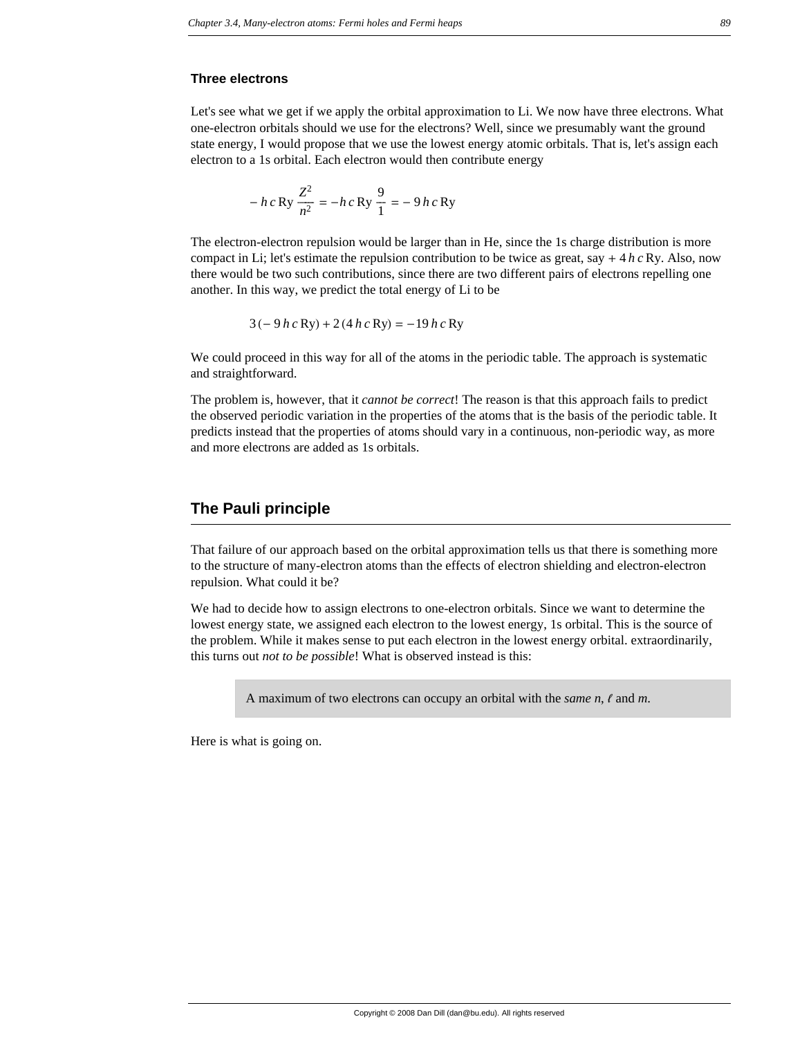### Three electrons

Let's see what we get if we apply the orbital approximation to Li. We now have three electrons. What one-electron orbitals should we use for the electrons? Well, since we presumably want the ground state energy, I would propose that we use the lowest energy atomic orbitals. That is, let's assign each electron to a 1s orbital. Each electron would then contribute energy

$$-\,h\,c\,\mathrm{Ry}\,\frac{Z^2}{n^2} = -h\,c\,\mathrm{Ry}\,\frac{9}{1} = -\,9\,h\,c\,\mathrm{Ry}$$

The electron-electron repulsion would be larger than in He, since the 1s charge distribution is more compact in Li; let's estimate the repulsion contribution to be twice as great, say $+\,4\,h\,c\,\mathrm{Ry}$. Also, now there would be two such contributions, since there are two different pairs of electrons repelling one another. In this way, we predict the total energy of Li to be

$$3\,(-\,9\,h\,c\,\mathrm{Ry}) + 2\,(4\,h\,c\,\mathrm{Ry}) = -19\,h\,c\,\mathrm{Ry}$$

We could proceed in this way for all of the atoms in the periodic table. The approach is systematic and straightforward.

The problem is, however, that it *cannot be correct*! The reason is that this approach fails to predict the observed periodic variation in the properties of the atoms that is the basis of the periodic table. It predicts instead that the properties of atoms should vary in a continuous, non-periodic way, as more and more electrons are added as 1s orbitals.

## The Pauli principle

That failure of our approach based on the orbital approximation tells us that there is something more to the structure of many-electron atoms than the effects of electron shielding and electron-electron repulsion. What could it be?

We had to decide how to assign electrons to one-electron orbitals. Since we want to determine the lowest energy state, we assigned each electron to the lowest energy, 1s orbital. This is the source of the problem. While it makes sense to put each electron in the lowest energy orbital. extraordinarily, this turns out *not to be possible*! What is observed instead is this:

> A maximum of two electrons can occupy an orbital with the *same* $n$, $\ell$ and $m$.

Here is what is going on.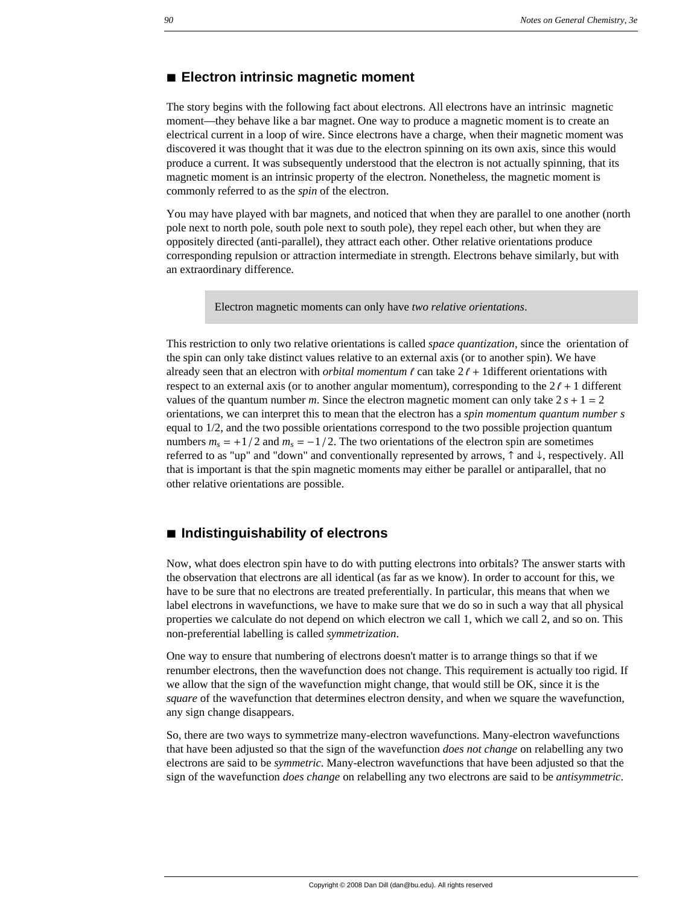## ■ Electron intrinsic magnetic moment

The story begins with the following fact about electrons. All electrons have an intrinsic magnetic moment—they behave like a bar magnet. One way to produce a magnetic moment is to create an electrical current in a loop of wire. Since electrons have a charge, when their magnetic moment was discovered it was thought that it was due to the electron spinning on its own axis, since this would produce a current. It was subsequently understood that the electron is not actually spinning, that its magnetic moment is an intrinsic property of the electron. Nonetheless, the magnetic moment is commonly referred to as the *spin* of the electron.

You may have played with bar magnets, and noticed that when they are parallel to one another (north pole next to north pole, south pole next to south pole), they repel each other, but when they are oppositely directed (anti-parallel), they attract each other. Other relative orientations produce corresponding repulsion or attraction intermediate in strength. Electrons behave similarly, but with an extraordinary difference.

> Electron magnetic moments can only have *two relative orientations*.

This restriction to only two relative orientations is called *space quantization*, since the orientation of the spin can only take distinct values relative to an external axis (or to another spin). We have already seen that an electron with *orbital momentum* $\ell$ can take $2\ell + 1$different orientations with respect to an external axis (or to another angular momentum), corresponding to the $2\ell + 1$ different values of the quantum number *m*. Since the electron magnetic moment can only take $2s + 1 = 2$ orientations, we can interpret this to mean that the electron has a *spin momentum quantum number s* equal to 1/2, and the two possible orientations correspond to the two possible projection quantum numbers $m_s = +1/2$ and $m_s = -1/2$. The two orientations of the electron spin are sometimes referred to as "up" and "down" and conventionally represented by arrows, ↑ and ↓, respectively. All that is important is that the spin magnetic moments may either be parallel or antiparallel, that no other relative orientations are possible.

## ■ Indistinguishability of electrons

Now, what does electron spin have to do with putting electrons into orbitals? The answer starts with the observation that electrons are all identical (as far as we know). In order to account for this, we have to be sure that no electrons are treated preferentially. In particular, this means that when we label electrons in wavefunctions, we have to make sure that we do so in such a way that all physical properties we calculate do not depend on which electron we call 1, which we call 2, and so on. This non-preferential labelling is called *symmetrization*.

One way to ensure that numbering of electrons doesn't matter is to arrange things so that if we renumber electrons, then the wavefunction does not change. This requirement is actually too rigid. If we allow that the sign of the wavefunction might change, that would still be OK, since it is the *square* of the wavefunction that determines electron density, and when we square the wavefunction, any sign change disappears.

So, there are two ways to symmetrize many-electron wavefunctions. Many-electron wavefunctions that have been adjusted so that the sign of the wavefunction *does not change* on relabelling any two electrons are said to be *symmetric*. Many-electron wavefunctions that have been adjusted so that the sign of the wavefunction *does change* on relabelling any two electrons are said to be *antisymmetric*.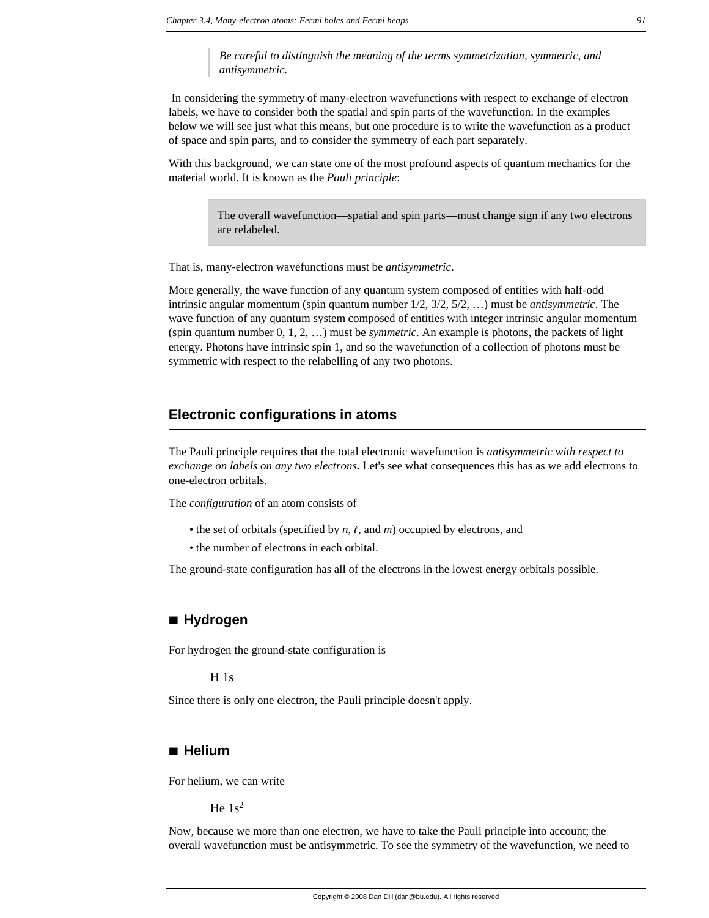> *Be careful to distinguish the meaning of the terms symmetrization, symmetric, and antisymmetric.*

In considering the symmetry of many-electron wavefunctions with respect to exchange of electron labels, we have to consider both the spatial and spin parts of the wavefunction. In the examples below we will see just what this means, but one procedure is to write the wavefunction as a product of space and spin parts, and to consider the symmetry of each part separately.

With this background, we can state one of the most profound aspects of quantum mechanics for the material world. It is known as the *Pauli principle*:

> The overall wavefunction—spatial and spin parts—must change sign if any two electrons are relabeled.

That is, many-electron wavefunctions must be *antisymmetric*.

More generally, the wave function of any quantum system composed of entities with half-odd intrinsic angular momentum (spin quantum number 1/2, 3/2, 5/2, …) must be *antisymmetric*. The wave function of any quantum system composed of entities with integer intrinsic angular momentum (spin quantum number 0, 1, 2, …) must be *symmetric*. An example is photons, the packets of light energy. Photons have intrinsic spin 1, and so the wavefunction of a collection of photons must be symmetric with respect to the relabelling of any two photons.

## Electronic configurations in atoms

The Pauli principle requires that the total electronic wavefunction is *antisymmetric with respect to exchange on labels on any two electrons***.** Let's see what consequences this has as we add electrons to one-electron orbitals.

The *configuration* of an atom consists of

- the set of orbitals (specified by $n$, $\ell$, and $m$) occupied by electrons, and
- the number of electrons in each orbital.

The ground-state configuration has all of the electrons in the lowest energy orbitals possible.

### ■ Hydrogen

For hydrogen the ground-state configuration is

H 1s

Since there is only one electron, the Pauli principle doesn't apply.

### ■ Helium

For helium, we can write

He $1s^2$

Now, because we more than one electron, we have to take the Pauli principle into account; the overall wavefunction must be antisymmetric. To see the symmetry of the wavefunction, we need to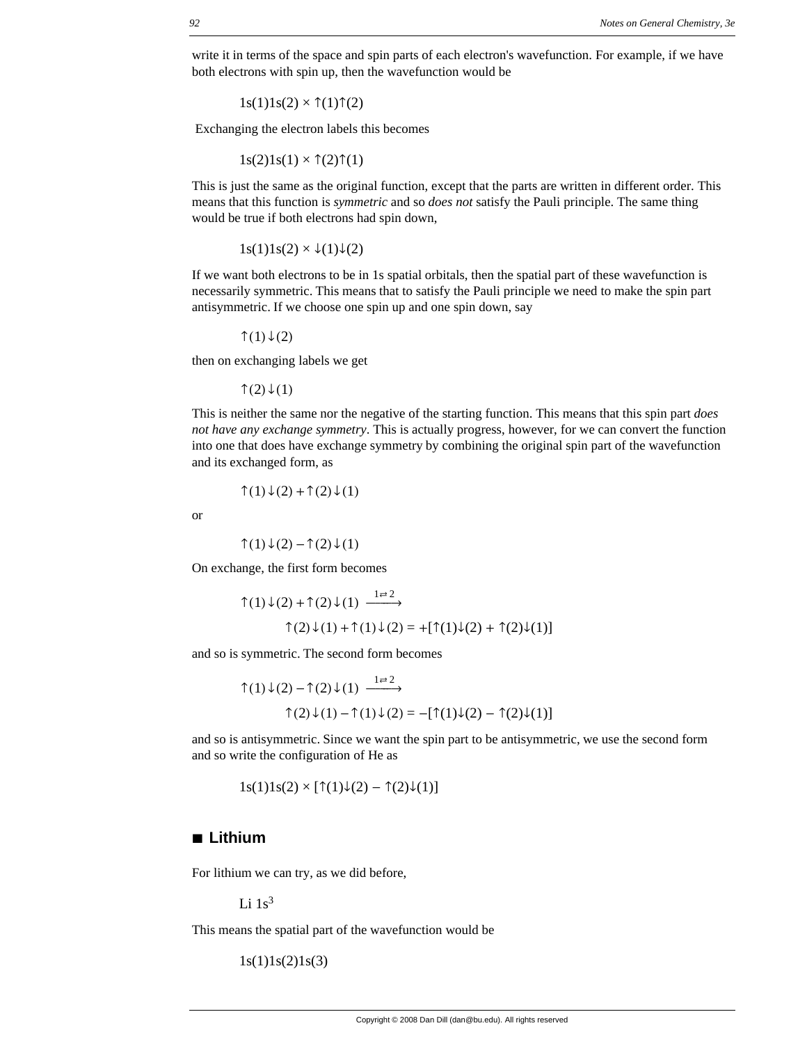write it in terms of the space and spin parts of each electron's wavefunction. For example, if we have both electrons with spin up, then the wavefunction would be

$$1s(1)1s(2) \times \uparrow(1)\uparrow(2)$$

Exchanging the electron labels this becomes

$$1s(2)1s(1) \times \uparrow(2)\uparrow(1)$$

This is just the same as the original function, except that the parts are written in different order. This means that this function is *symmetric* and so *does not* satisfy the Pauli principle. The same thing would be true if both electrons had spin down,

$$1s(1)1s(2) \times \downarrow(1)\downarrow(2)$$

If we want both electrons to be in 1s spatial orbitals, then the spatial part of these wavefunction is necessarily symmetric. This means that to satisfy the Pauli principle we need to make the spin part antisymmetric. If we choose one spin up and one spin down, say

$$\uparrow(1)\downarrow(2)$$

then on exchanging labels we get

$$\uparrow(2)\downarrow(1)$$

This is neither the same nor the negative of the starting function. This means that this spin part *does not have any exchange symmetry*. This is actually progress, however, for we can convert the function into one that does have exchange symmetry by combining the original spin part of the wavefunction and its exchanged form, as

$$\uparrow(1)\downarrow(2) + \uparrow(2)\downarrow(1)$$

or

$$\uparrow(1)\downarrow(2) - \uparrow(2)\downarrow(1)$$

On exchange, the first form becomes

$$\uparrow(1)\downarrow(2) + \uparrow(2)\downarrow(1) \xrightarrow{1 \rightleftarrows 2}$$
$$\uparrow(2)\downarrow(1) + \uparrow(1)\downarrow(2) = +[\uparrow(1)\downarrow(2) + \uparrow(2)\downarrow(1)]$$

and so is symmetric. The second form becomes

$$\uparrow(1)\downarrow(2) - \uparrow(2)\downarrow(1) \xrightarrow{1 \rightleftarrows 2}$$
$$\uparrow(2)\downarrow(1) - \uparrow(1)\downarrow(2) = -[\uparrow(1)\downarrow(2) - \uparrow(2)\downarrow(1)]$$

and so is antisymmetric. Since we want the spin part to be antisymmetric, we use the second form and so write the configuration of He as

$$1s(1)1s(2) \times [\uparrow(1)\downarrow(2) - \uparrow(2)\downarrow(1)]$$

## ■ Lithium

For lithium we can try, as we did before,

$$\text{Li } 1s^3$$

This means the spatial part of the wavefunction would be

$$1s(1)1s(2)1s(3)$$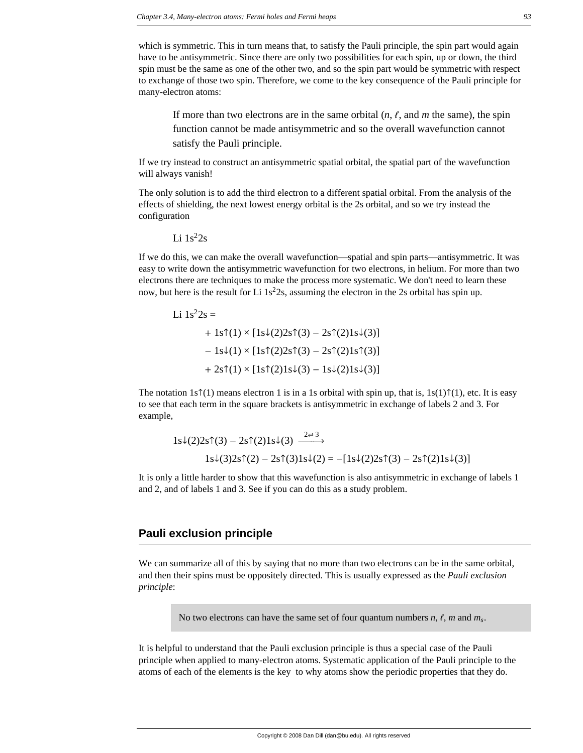which is symmetric. This in turn means that, to satisfy the Pauli principle, the spin part would again have to be antisymmetric. Since there are only two possibilities for each spin, up or down, the third spin must be the same as one of the other two, and so the spin part would be symmetric with respect to exchange of those two spin. Therefore, we come to the key consequence of the Pauli principle for many-electron atoms:

> If more than two electrons are in the same orbital ($n$, $\ell$, and $m$ the same), the spin function cannot be made antisymmetric and so the overall wavefunction cannot satisfy the Pauli principle.

If we try instead to construct an antisymmetric spatial orbital, the spatial part of the wavefunction will always vanish!

The only solution is to add the third electron to a different spatial orbital. From the analysis of the effects of shielding, the next lowest energy orbital is the 2s orbital, and so we try instead the configuration

Li $1s^2 2s$

If we do this, we can make the overall wavefunction—spatial and spin parts—antisymmetric. It was easy to write down the antisymmetric wavefunction for two electrons, in helium. For more than two electrons there are techniques to make the process more systematic. We don't need to learn these now, but here is the result for Li $1s^2 2s$, assuming the electron in the 2s orbital has spin up.

$$
\begin{aligned}
\text{Li } 1s^2 2s = \; & \\
& + 1s\!\uparrow\!(1) \times [1s\!\downarrow\!(2) 2s\!\uparrow\!(3) - 2s\!\uparrow\!(2) 1s\!\downarrow\!(3)] \\
& - 1s\!\downarrow\!(1) \times [1s\!\uparrow\!(2) 2s\!\uparrow\!(3) - 2s\!\uparrow\!(2) 1s\!\uparrow\!(3)] \\
& + 2s\!\uparrow\!(1) \times [1s\!\uparrow\!(2) 1s\!\downarrow\!(3) - 1s\!\downarrow\!(2) 1s\!\downarrow\!(3)]
\end{aligned}
$$

The notation $1s\!\uparrow\!(1)$ means electron 1 is in a 1s orbital with spin up, that is, $1s(1)\!\uparrow\!(1)$, etc. It is easy to see that each term in the square brackets is antisymmetric in exchange of labels 2 and 3. For example,

$$
\begin{aligned}
& 1s\!\downarrow\!(2) 2s\!\uparrow\!(3) - 2s\!\uparrow\!(2) 1s\!\downarrow\!(3) \xrightarrow{2 \rightleftarrows 3} \\
& \quad 1s\!\downarrow\!(3) 2s\!\uparrow\!(2) - 2s\!\uparrow\!(3) 1s\!\downarrow\!(2) = -[1s\!\downarrow\!(2) 2s\!\uparrow\!(3) - 2s\!\uparrow\!(2) 1s\!\downarrow\!(3)]
\end{aligned}
$$

It is only a little harder to show that this wavefunction is also antisymmetric in exchange of labels 1 and 2, and of labels 1 and 3. See if you can do this as a study problem.

## Pauli exclusion principle

We can summarize all of this by saying that no more than two electrons can be in the same orbital, and then their spins must be oppositely directed. This is usually expressed as the *Pauli exclusion principle*:

> No two electrons can have the same set of four quantum numbers $n$, $\ell$, $m$ and $m_s$.

It is helpful to understand that the Pauli exclusion principle is thus a special case of the Pauli principle when applied to many-electron atoms. Systematic application of the Pauli principle to the atoms of each of the elements is the key to why atoms show the periodic properties that they do.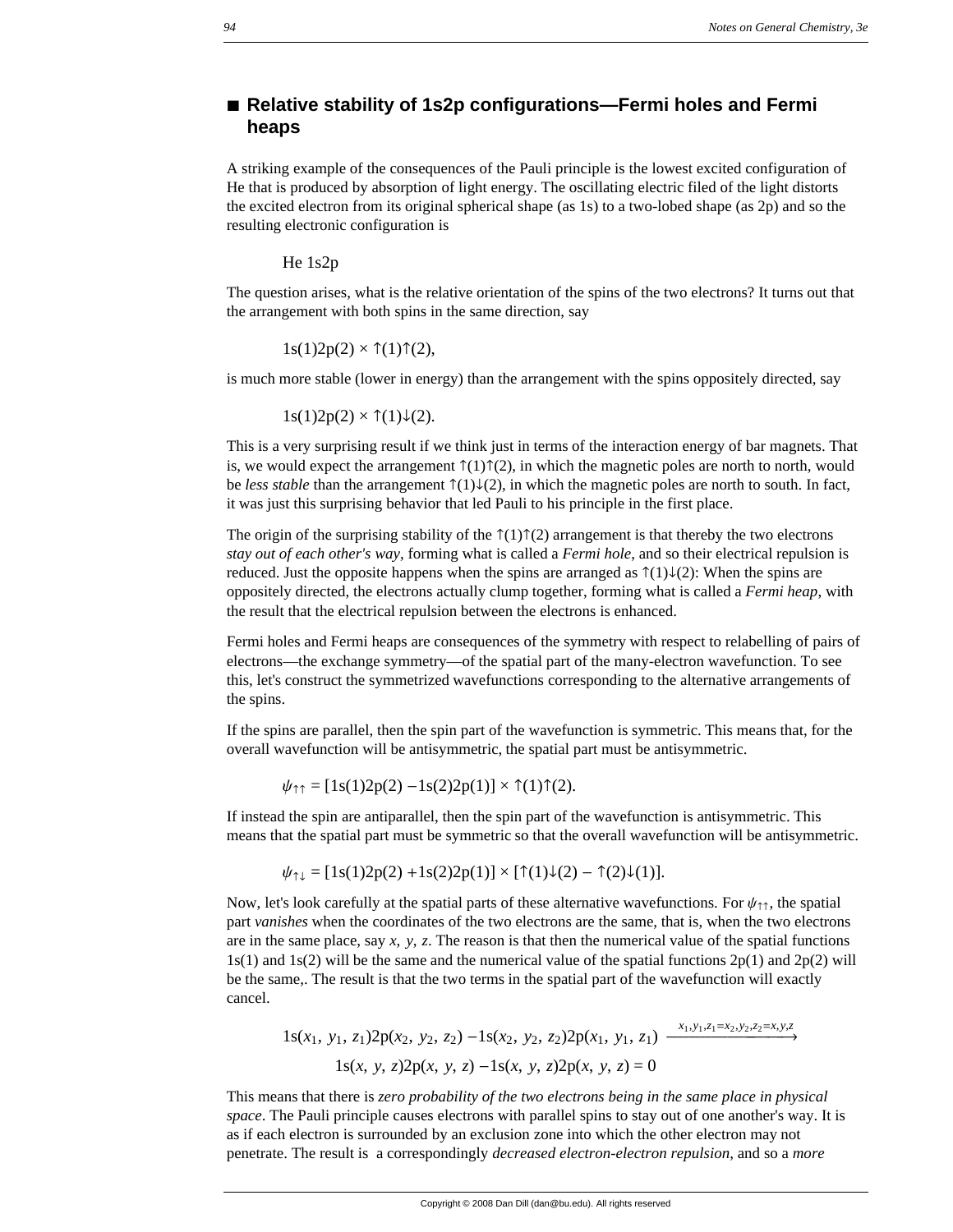## ■ Relative stability of 1s2p configurations—Fermi holes and Fermi heaps

A striking example of the consequences of the Pauli principle is the lowest excited configuration of He that is produced by absorption of light energy. The oscillating electric filed of the light distorts the excited electron from its original spherical shape (as 1s) to a two-lobed shape (as 2p) and so the resulting electronic configuration is

He 1s2p

The question arises, what is the relative orientation of the spins of the two electrons? It turns out that the arrangement with both spins in the same direction, say

$$1s(1)2p(2) \times \uparrow(1)\uparrow(2),$$

is much more stable (lower in energy) than the arrangement with the spins oppositely directed, say

$$1s(1)2p(2) \times \uparrow(1)\downarrow(2).$$

This is a very surprising result if we think just in terms of the interaction energy of bar magnets. That is, we would expect the arrangement $\uparrow(1)\uparrow(2)$, in which the magnetic poles are north to north, would be *less stable* than the arrangement $\uparrow(1)\downarrow(2)$, in which the magnetic poles are north to south. In fact, it was just this surprising behavior that led Pauli to his principle in the first place.

The origin of the surprising stability of the $\uparrow(1)\uparrow(2)$ arrangement is that thereby the two electrons *stay out of each other's way*, forming what is called a *Fermi hole*, and so their electrical repulsion is reduced. Just the opposite happens when the spins are arranged as $\uparrow(1)\downarrow(2)$: When the spins are oppositely directed, the electrons actually clump together, forming what is called a *Fermi heap*, with the result that the electrical repulsion between the electrons is enhanced.

Fermi holes and Fermi heaps are consequences of the symmetry with respect to relabelling of pairs of electrons—the exchange symmetry—of the spatial part of the many-electron wavefunction. To see this, let's construct the symmetrized wavefunctions corresponding to the alternative arrangements of the spins.

If the spins are parallel, then the spin part of the wavefunction is symmetric. This means that, for the overall wavefunction will be antisymmetric, the spatial part must be antisymmetric.

$$\psi_{\uparrow\uparrow} = [1s(1)2p(2) - 1s(2)2p(1)] \times \uparrow(1)\uparrow(2).$$

If instead the spin are antiparallel, then the spin part of the wavefunction is antisymmetric. This means that the spatial part must be symmetric so that the overall wavefunction will be antisymmetric.

$$\psi_{\uparrow\downarrow} = [1s(1)2p(2) + 1s(2)2p(1)] \times [\uparrow(1)\downarrow(2) - \uparrow(2)\downarrow(1)].$$

Now, let's look carefully at the spatial parts of these alternative wavefunctions. For $\psi_{\uparrow\uparrow}$, the spatial part *vanishes* when the coordinates of the two electrons are the same, that is, when the two electrons are in the same place, say $x, y, z$. The reason is that then the numerical value of the spatial functions 1s(1) and 1s(2) will be the same and the numerical value of the spatial functions 2p(1) and 2p(2) will be the same,. The result is that the two terms in the spatial part of the wavefunction will exactly cancel.

$$1s(x_1, y_1, z_1)2p(x_2, y_2, z_2) - 1s(x_2, y_2, z_2)2p(x_1, y_1, z_1) \xrightarrow{x_1, y_1, z_1 = x_2, y_2, z_2 = x, y, z}$$

$$1s(x, y, z)2p(x, y, z) - 1s(x, y, z)2p(x, y, z) = 0$$

This means that there is *zero probability of the two electrons being in the same place in physical space*. The Pauli principle causes electrons with parallel spins to stay out of one another's way. It is as if each electron is surrounded by an exclusion zone into which the other electron may not penetrate. The result is a correspondingly *decreased electron-electron repulsion*, and so a *more*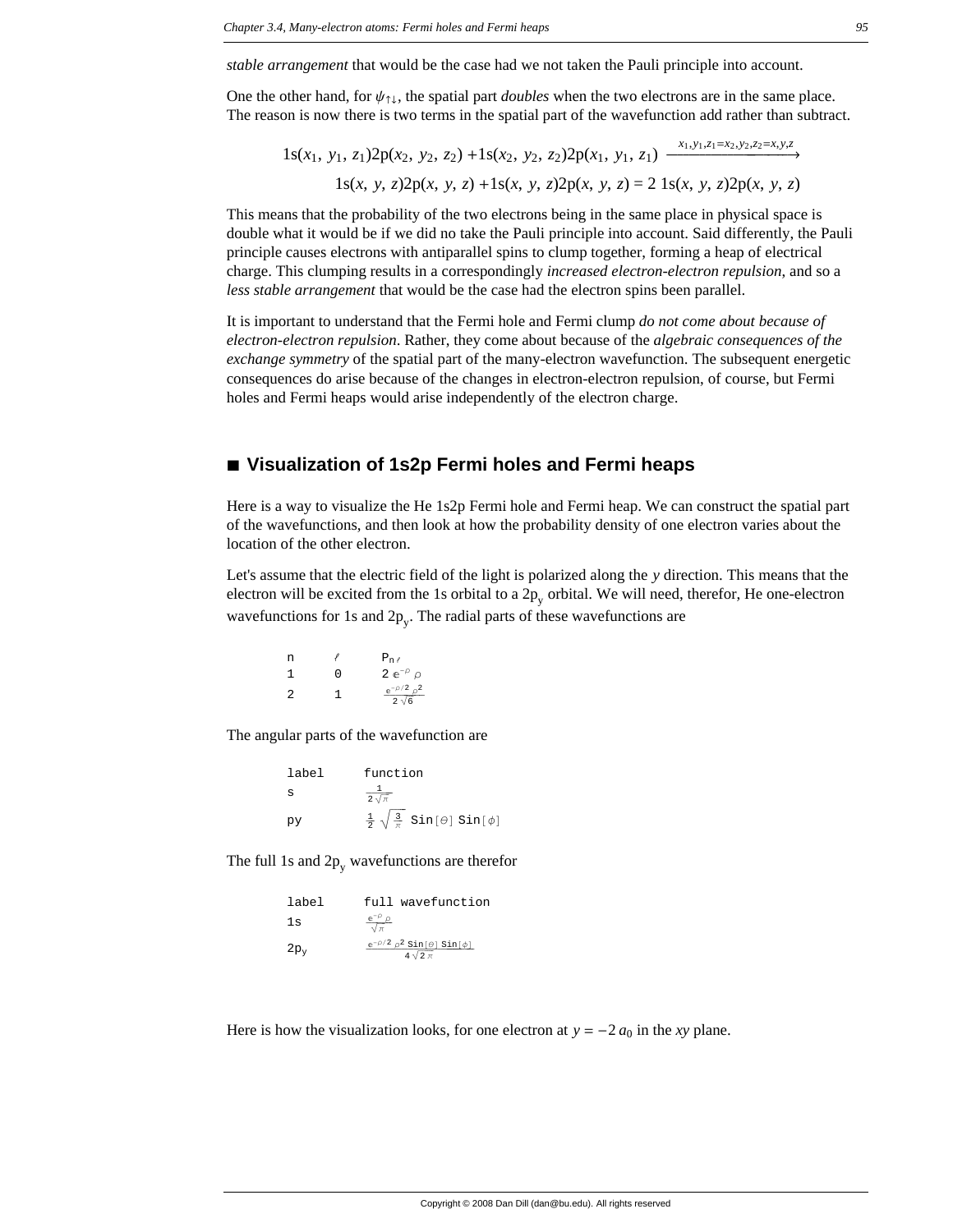*stable arrangement* that would be the case had we not taken the Pauli principle into account.

One the other hand, for $\psi_{\uparrow\downarrow}$, the spatial part *doubles* when the two electrons are in the same place. The reason is now there is two terms in the spatial part of the wavefunction add rather than subtract.

$$1s(x_1, y_1, z_1)2p(x_2, y_2, z_2) + 1s(x_2, y_2, z_2)2p(x_1, y_1, z_1) \xrightarrow{x_1,y_1,z_1=x_2,y_2,z_2=x,y,z}$$
$$1s(x, y, z)2p(x, y, z) + 1s(x, y, z)2p(x, y, z) = 2\ 1s(x, y, z)2p(x, y, z)$$

This means that the probability of the two electrons being in the same place in physical space is double what it would be if we did no take the Pauli principle into account. Said differently, the Pauli principle causes electrons with antiparallel spins to clump together, forming a heap of electrical charge. This clumping results in a correspondingly *increased electron-electron repulsion*, and so a *less stable arrangement* that would be the case had the electron spins been parallel.

It is important to understand that the Fermi hole and Fermi clump *do not come about because of electron-electron repulsion*. Rather, they come about because of the *algebraic consequences of the exchange symmetry* of the spatial part of the many-electron wavefunction. The subsequent energetic consequences do arise because of the changes in electron-electron repulsion, of course, but Fermi holes and Fermi heaps would arise independently of the electron charge.

## ■ Visualization of 1s2p Fermi holes and Fermi heaps

Here is a way to visualize the He 1s2p Fermi hole and Fermi heap. We can construct the spatial part of the wavefunctions, and then look at how the probability density of one electron varies about the location of the other electron.

Let's assume that the electric field of the light is polarized along the $y$ direction. This means that the electron will be excited from the 1s orbital to a $2p_y$ orbital. We will need, therefor, He one-electron wavefunctions for 1s and $2p_y$. The radial parts of these wavefunctions are

| n | $\ell$ | $P_{n\ell}$ |
|---|---|---|
| 1 | 0 | $2\, e^{-\rho}\, \rho$ |
| 2 | 1 | $\frac{e^{-\rho/2}\, \rho^2}{2\sqrt{6}}$ |

The angular parts of the wavefunction are

| label | function |
|---|---|
| s | $\frac{1}{2\sqrt{\pi}}$ |
| py | $\frac{1}{2}\sqrt{\frac{3}{\pi}}\ \mathrm{Sin}[\theta]\ \mathrm{Sin}[\phi]$ |

The full 1s and $2p_y$ wavefunctions are therefor

| label | full wavefunction |
|---|---|
| 1s | $\frac{e^{-\rho}\, \rho}{\sqrt{\pi}}$ |
| $2p_y$ | $\frac{e^{-\rho/2}\, \rho^2\ \mathrm{Sin}[\theta]\ \mathrm{Sin}[\phi]}{4\sqrt{2}\, \pi}$ |

Here is how the visualization looks, for one electron at $y = -2\, a_0$ in the $xy$ plane.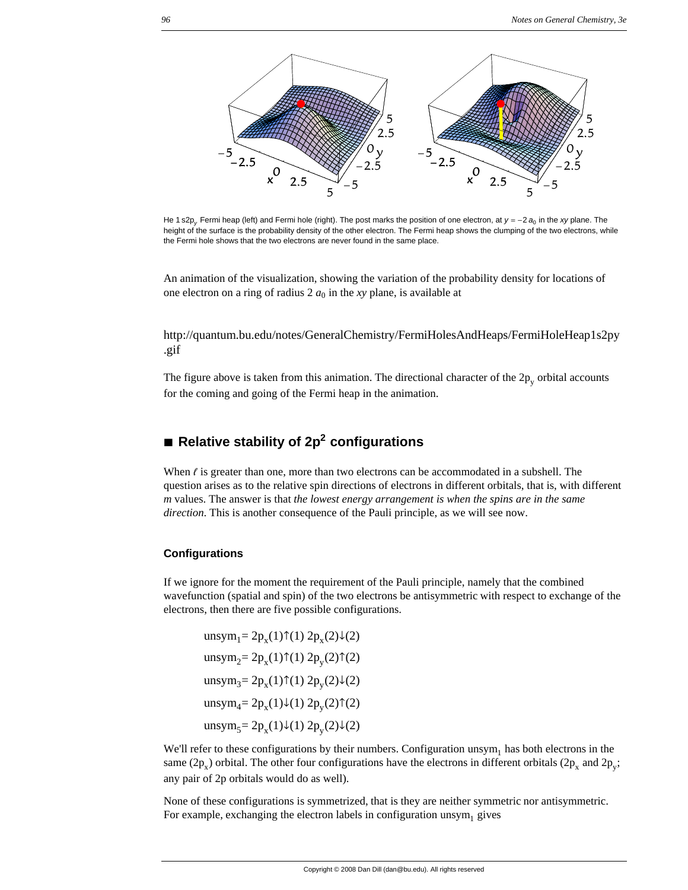He 1 s2p$_y$ Fermi heap (left) and Fermi hole (right). The post marks the position of one electron, at $y = -2\,a_0$ in the $xy$ plane. The height of the surface is the probability density of the other electron. The Fermi heap shows the clumping of the two electrons, while the Fermi hole shows that the two electrons are never found in the same place.

An animation of the visualization, showing the variation of the probability density for locations of one electron on a ring of radius 2 $a_0$ in the $xy$ plane, is available at

http://quantum.bu.edu/notes/GeneralChemistry/FermiHolesAndHeaps/FermiHoleHeap1s2py.gif

The figure above is taken from this animation. The directional character of the $2p_y$ orbital accounts for the coming and going of the Fermi heap in the animation.

## ■ Relative stability of $2p^2$ configurations

When $\ell$ is greater than one, more than two electrons can be accommodated in a subshell. The question arises as to the relative spin directions of electrons in different orbitals, that is, with different $m$ values. The answer is that *the lowest energy arrangement is when the spins are in the same direction.* This is another consequence of the Pauli principle, as we will see now.

### Configurations

If we ignore for the moment the requirement of the Pauli principle, namely that the combined wavefunction (spatial and spin) of the two electrons be antisymmetric with respect to exchange of the electrons, then there are five possible configurations.

$$\text{unsym}_1 = 2p_x(1)\uparrow(1)\; 2p_x(2)\downarrow(2)$$

$$\text{unsym}_2 = 2p_x(1)\uparrow(1)\; 2p_y(2)\uparrow(2)$$

$$\text{unsym}_3 = 2p_x(1)\uparrow(1)\; 2p_y(2)\downarrow(2)$$

$$\text{unsym}_4 = 2p_x(1)\downarrow(1)\; 2p_y(2)\uparrow(2)$$

$$\text{unsym}_5 = 2p_x(1)\downarrow(1)\; 2p_y(2)\downarrow(2)$$

We'll refer to these configurations by their numbers. Configuration $\text{unsym}_1$ has both electrons in the same ($2p_x$) orbital. The other four configurations have the electrons in different orbitals ($2p_x$ and $2p_y$; any pair of 2p orbitals would do as well).

None of these configurations is symmetrized, that is they are neither symmetric nor antisymmetric. For example, exchanging the electron labels in configuration $\text{unsym}_1$ gives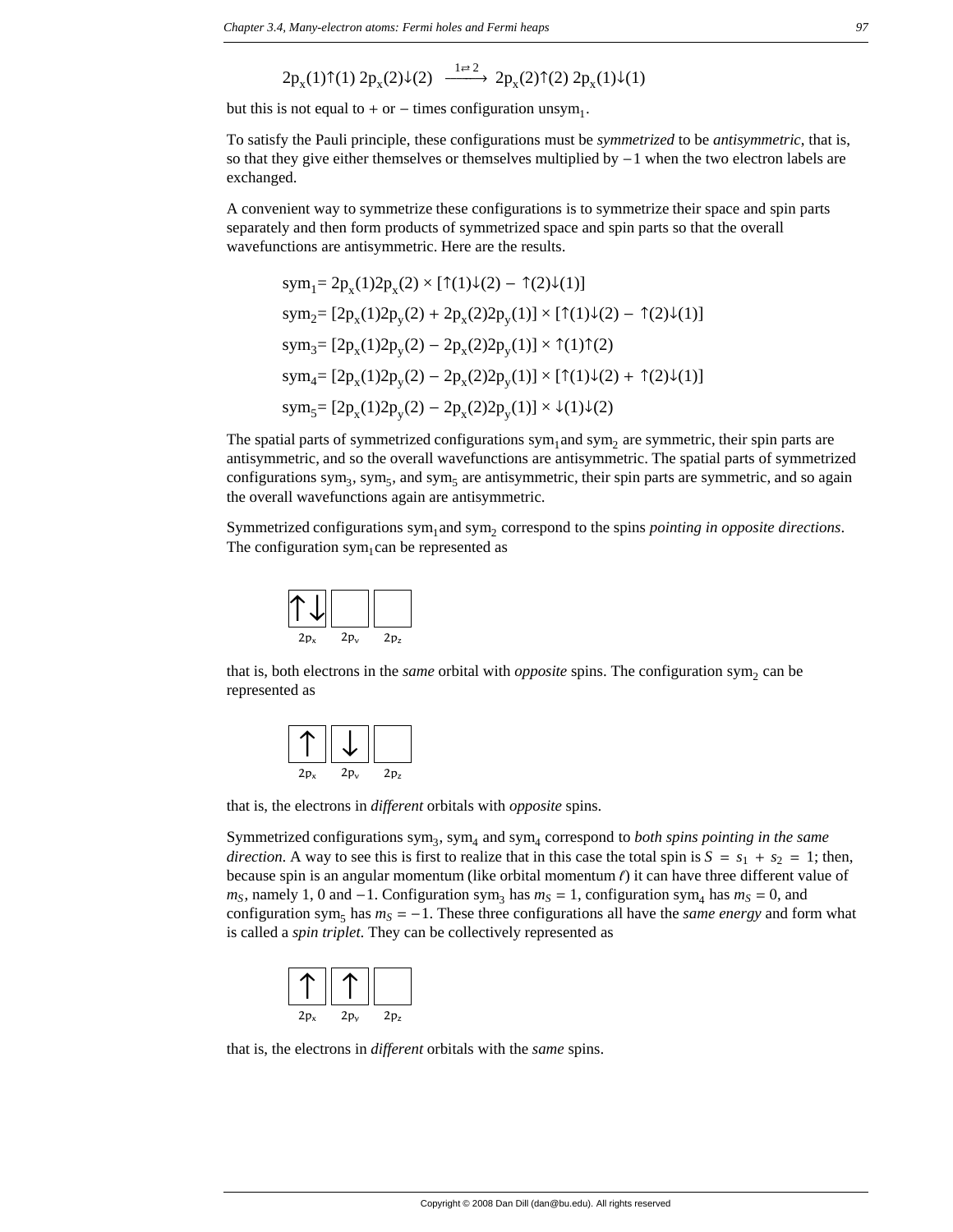$$2p_x(1)\uparrow(1)\ 2p_x(2)\downarrow(2) \xrightarrow{1\rightleftarrows 2} 2p_x(2)\uparrow(2)\ 2p_x(1)\downarrow(1)$$

but this is not equal to + or − times configuration $\text{unsym}_1$.

To satisfy the Pauli principle, these configurations must be *symmetrized* to be *antisymmetric*, that is, so that they give either themselves or themselves multiplied by −1 when the two electron labels are exchanged.

A convenient way to symmetrize these configurations is to symmetrize their space and spin parts separately and then form products of symmetrized space and spin parts so that the overall wavefunctions are antisymmetric. Here are the results.

$$\text{sym}_1 = 2p_x(1)2p_x(2) \times [\uparrow(1)\downarrow(2) - \uparrow(2)\downarrow(1)]$$

$$\text{sym}_2 = [2p_x(1)2p_y(2) + 2p_x(2)2p_y(1)] \times [\uparrow(1)\downarrow(2) - \uparrow(2)\downarrow(1)]$$

$$\text{sym}_3 = [2p_x(1)2p_y(2) - 2p_x(2)2p_y(1)] \times \uparrow(1)\uparrow(2)$$

$$\text{sym}_4 = [2p_x(1)2p_y(2) - 2p_x(2)2p_y(1)] \times [\uparrow(1)\downarrow(2) + \uparrow(2)\downarrow(1)]$$

$$\text{sym}_5 = [2p_x(1)2p_y(2) - 2p_x(2)2p_y(1)] \times \downarrow(1)\downarrow(2)$$

The spatial parts of symmetrized configurations $\text{sym}_1$ and $\text{sym}_2$ are symmetric, their spin parts are antisymmetric, and so the overall wavefunctions are antisymmetric. The spatial parts of symmetrized configurations $\text{sym}_3$, $\text{sym}_5$, and $\text{sym}_5$ are antisymmetric, their spin parts are symmetric, and so again the overall wavefunctions again are antisymmetric.

Symmetrized configurations $\text{sym}_1$ and $\text{sym}_2$ correspond to the spins *pointing in opposite directions*. The configuration $\text{sym}_1$ can be represented as

| ↑↓ | | |
|---|---|---|
| $2p_x$ | $2p_y$ | $2p_z$ |

that is, both electrons in the *same* orbital with *opposite* spins. The configuration $\text{sym}_2$ can be represented as

| ↑ | ↓ | |
|---|---|---|
| $2p_x$ | $2p_y$ | $2p_z$ |

that is, the electrons in *different* orbitals with *opposite* spins.

Symmetrized configurations $\text{sym}_3$, $\text{sym}_4$ and $\text{sym}_4$ correspond to *both spins pointing in the same direction*. A way to see this is first to realize that in this case the total spin is $S = s_1 + s_2 = 1$; then, because spin is an angular momentum (like orbital momentum $\ell$) it can have three different value of $m_S$, namely 1, 0 and −1. Configuration $\text{sym}_3$ has $m_S = 1$, configuration $\text{sym}_4$ has $m_S = 0$, and configuration $\text{sym}_5$ has $m_S = -1$. These three configurations all have the *same energy* and form what is called a *spin triplet*. They can be collectively represented as

| ↑ | ↑ | |
|---|---|---|
| $2p_x$ | $2p_y$ | $2p_z$ |

that is, the electrons in *different* orbitals with the *same* spins.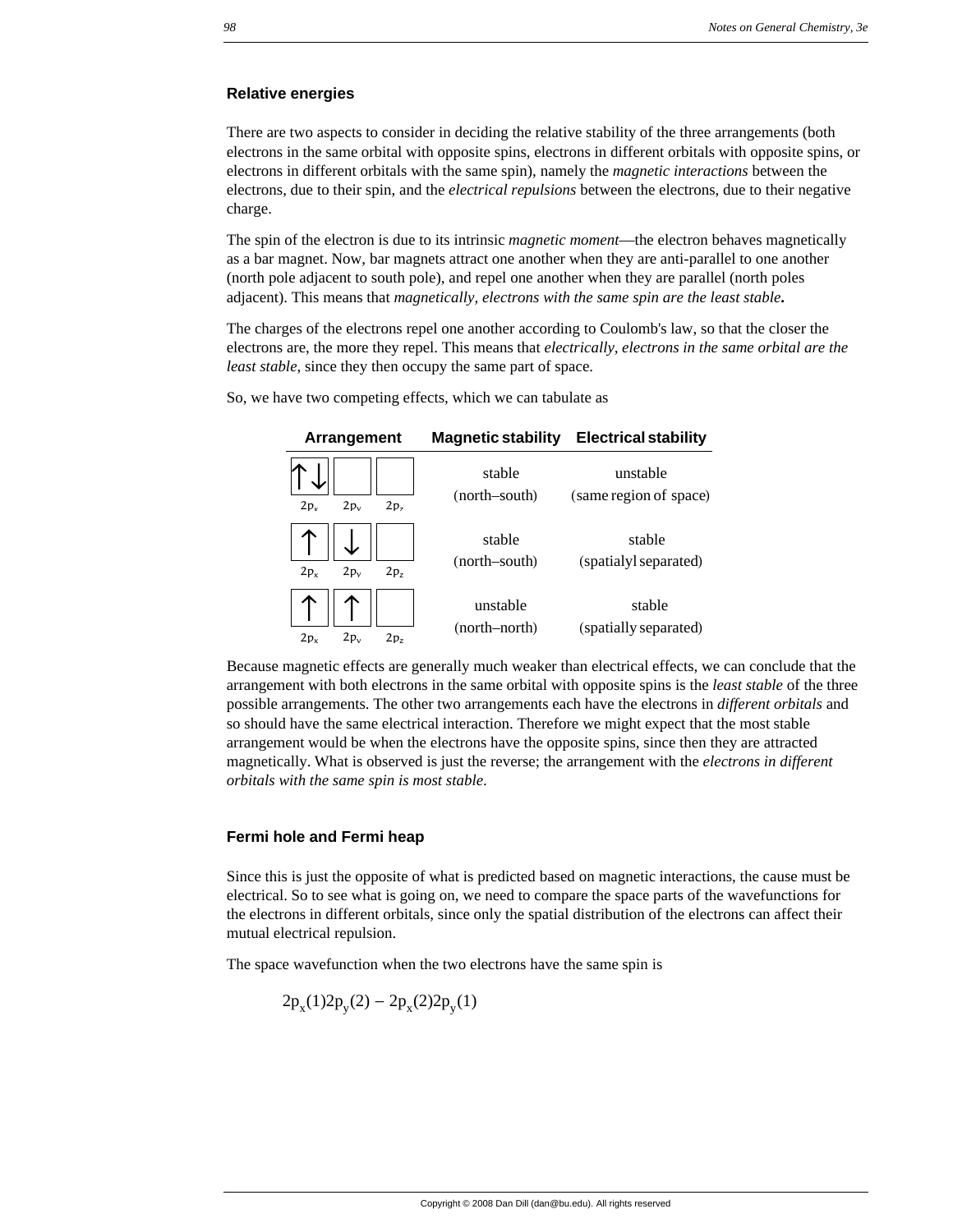## Relative energies

There are two aspects to consider in deciding the relative stability of the three arrangements (both electrons in the same orbital with opposite spins, electrons in different orbitals with opposite spins, or electrons in different orbitals with the same spin), namely the *magnetic interactions* between the electrons, due to their spin, and the *electrical repulsions* between the electrons, due to their negative charge.

The spin of the electron is due to its intrinsic *magnetic moment*—the electron behaves magnetically as a bar magnet. Now, bar magnets attract one another when they are anti-parallel to one another (north pole adjacent to south pole), and repel one another when they are parallel (north poles adjacent). This means that *magnetically, electrons with the same spin are the least stable***.**

The charges of the electrons repel one another according to Coulomb's law, so that the closer the electrons are, the more they repel. This means that *electrically, electrons in the same orbital are the least stable*, since they then occupy the same part of space.

So, we have two competing effects, which we can tabulate as

| Arrangement | Magnetic stability | Electrical stability |
|---|---|---|
| $2p_x$: ↑↓, $2p_y$: empty, $2p_z$: empty | stable (north–south) | unstable (same region of space) |
| $2p_x$: ↑, $2p_y$: ↓, $2p_z$: empty | stable (north–south) | stable (spatialyl separated) |
| $2p_x$: ↑, $2p_y$: ↑, $2p_z$: empty | unstable (north–north) | stable (spatially separated) |

Because magnetic effects are generally much weaker than electrical effects, we can conclude that the arrangement with both electrons in the same orbital with opposite spins is the *least stable* of the three possible arrangements. The other two arrangements each have the electrons in *different orbitals* and so should have the same electrical interaction. Therefore we might expect that the most stable arrangement would be when the electrons have the opposite spins, since then they are attracted magnetically. What is observed is just the reverse; the arrangement with the *electrons in different orbitals with the same spin is most stable*.

## Fermi hole and Fermi heap

Since this is just the opposite of what is predicted based on magnetic interactions, the cause must be electrical. So to see what is going on, we need to compare the space parts of the wavefunctions for the electrons in different orbitals, since only the spatial distribution of the electrons can affect their mutual electrical repulsion.

The space wavefunction when the two electrons have the same spin is

$$2p_x(1)2p_y(2) - 2p_x(2)2p_y(1)$$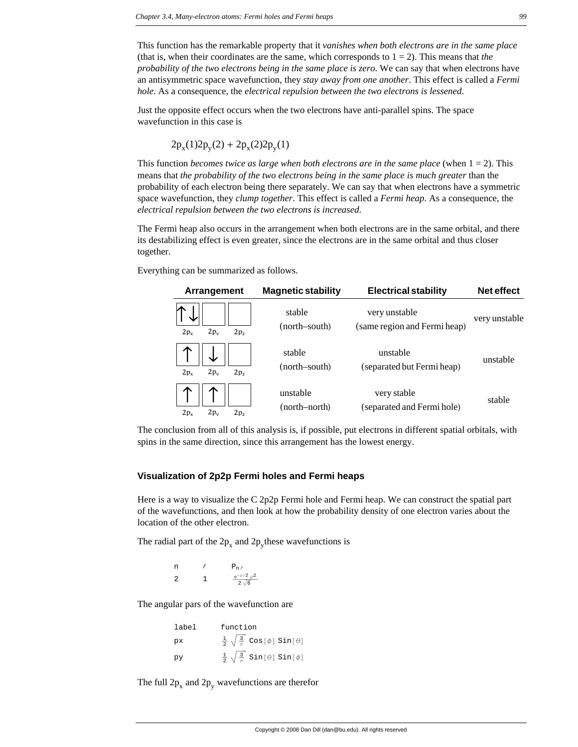This function has the remarkable property that it *vanishes when both electrons are in the same place* (that is, when their coordinates are the same, which corresponds to 1 = 2). This means that *the probability of the two electrons being in the same place is zero*. We can say that when electrons have an antisymmetric space wavefunction, they *stay away from one another*. This effect is called a *Fermi hole*. As a consequence, the *electrical repulsion between the two electrons is lessened*.

Just the opposite effect occurs when the two electrons have anti-parallel spins. The space wavefunction in this case is

$$2p_x(1)2p_y(2) + 2p_x(2)2p_y(1)$$

This function *becomes twice as large when both electrons are in the same place* (when 1 = 2). This means that *the probability of the two electrons being in the same place is much greater* than the probability of each electron being there separately. We can say that when electrons have a symmetric space wavefunction, they *clump together*. This effect is called a *Fermi heap*. As a consequence, the *electrical repulsion between the two electrons is increased*.

The Fermi heap also occurs in the arrangement when both electrons are in the same orbital, and there its destabilizing effect is even greater, since the electrons are in the same orbital and thus closer together.

Everything can be summarized as follows.

| Arrangement | Magnetic stability | Electrical stability | Net effect |
|---|---|---|---|
| [↑↓] [ ] [ ] ($2p_x$, $2p_y$, $2p_z$) | stable (north–south) | very unstable (same region and Fermi heap) | very unstable |
| [↑] [↓] [ ] ($2p_x$, $2p_y$, $2p_z$) | stable (north–south) | unstable (separated but Fermi heap) | unstable |
| [↑] [↑] [ ] ($2p_x$, $2p_y$, $2p_z$) | unstable (north–north) | very stable (separated and Fermi hole) | stable |

The conclusion from all of this analysis is, if possible, put electrons in different spatial orbitals, with spins in the same direction, since this arrangement has the lowest energy.

### Visualization of 2p2p Fermi holes and Fermi heaps

Here is a way to visualize the C 2p2p Fermi hole and Fermi heap. We can construct the spatial part of the wavefunctions, and then look at how the probability density of one electron varies about the location of the other electron.

The radial part of the $2p_x$ and $2p_y$these wavefunctions is

| n | ℓ | $P_{n\ell}$ |
|---|---|---|
| 2 | 1 | $\frac{e^{-\rho/2}\,\rho^2}{2\sqrt{6}}$ |

The angular pars of the wavefunction are

| label | function |
|---|---|
| px | $\frac{1}{2}\sqrt{\frac{3}{\pi}}\ \mathrm{Cos}[\phi]\ \mathrm{Sin}[\theta]$ |
| py | $\frac{1}{2}\sqrt{\frac{3}{\pi}}\ \mathrm{Sin}[\theta]\ \mathrm{Sin}[\phi]$ |

The full $2p_x$ and $2p_y$ wavefunctions are therefor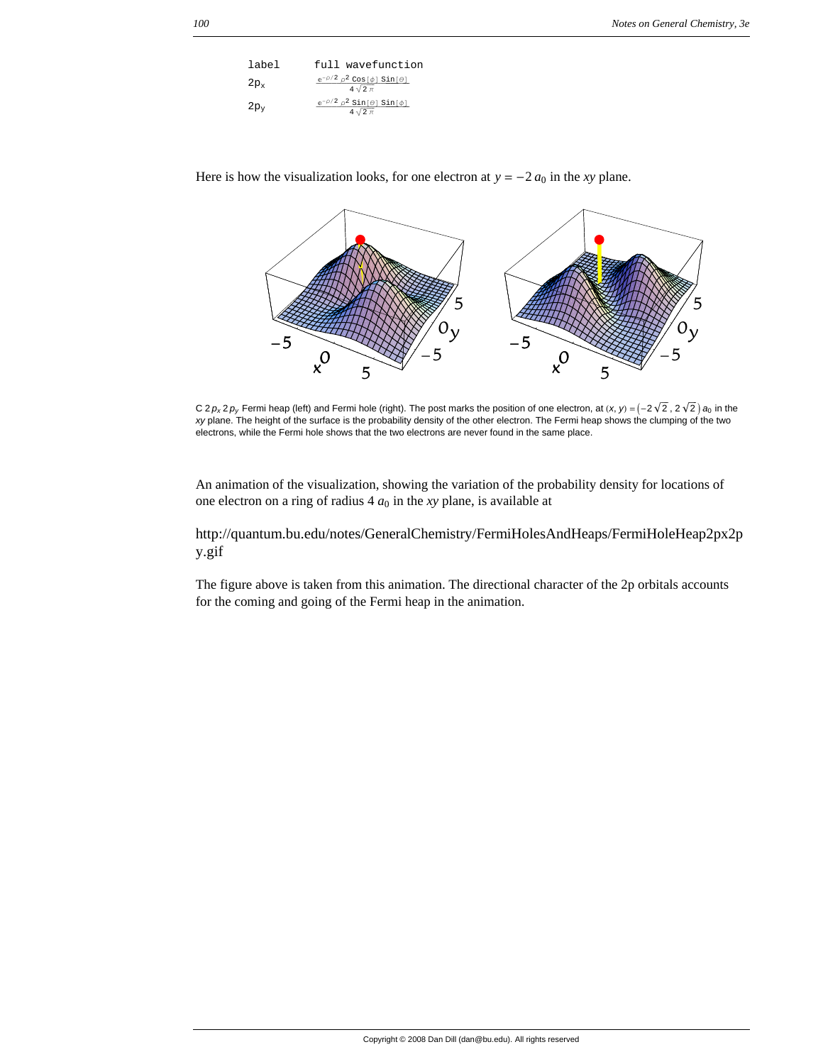| label | full wavefunction |
|---|---|
| $2p_x$ | $\frac{e^{-\rho/2}\,\rho^2\,\text{Cos}[\phi]\,\text{Sin}[\theta]}{4\sqrt{2\pi}}$ |
| $2p_y$ | $\frac{e^{-\rho/2}\,\rho^2\,\text{Sin}[\theta]\,\text{Sin}[\phi]}{4\sqrt{2\pi}}$ |

Here is how the visualization looks, for one electron at $y = -2\,a_0$ in the *xy* plane.

−5
x 0
5
5
0 y
−5

−5
x 0
5
5
0 y
−5

C $2p_x\,2p_y$ Fermi heap (left) and Fermi hole (right). The post marks the position of one electron, at $(x, y) = \left(-2\sqrt{2}\,, 2\sqrt{2}\right) a_0$ in the *xy* plane. The height of the surface is the probability density of the other electron. The Fermi heap shows the clumping of the two electrons, while the Fermi hole shows that the two electrons are never found in the same place.

An animation of the visualization, showing the variation of the probability density for locations of one electron on a ring of radius $4\,a_0$ in the *xy* plane, is available at

http://quantum.bu.edu/notes/GeneralChemistry/FermiHolesAndHeaps/FermiHoleHeap2px2py.gif

The figure above is taken from this animation. The directional character of the 2p orbitals accounts for the coming and going of the Fermi heap in the animation.